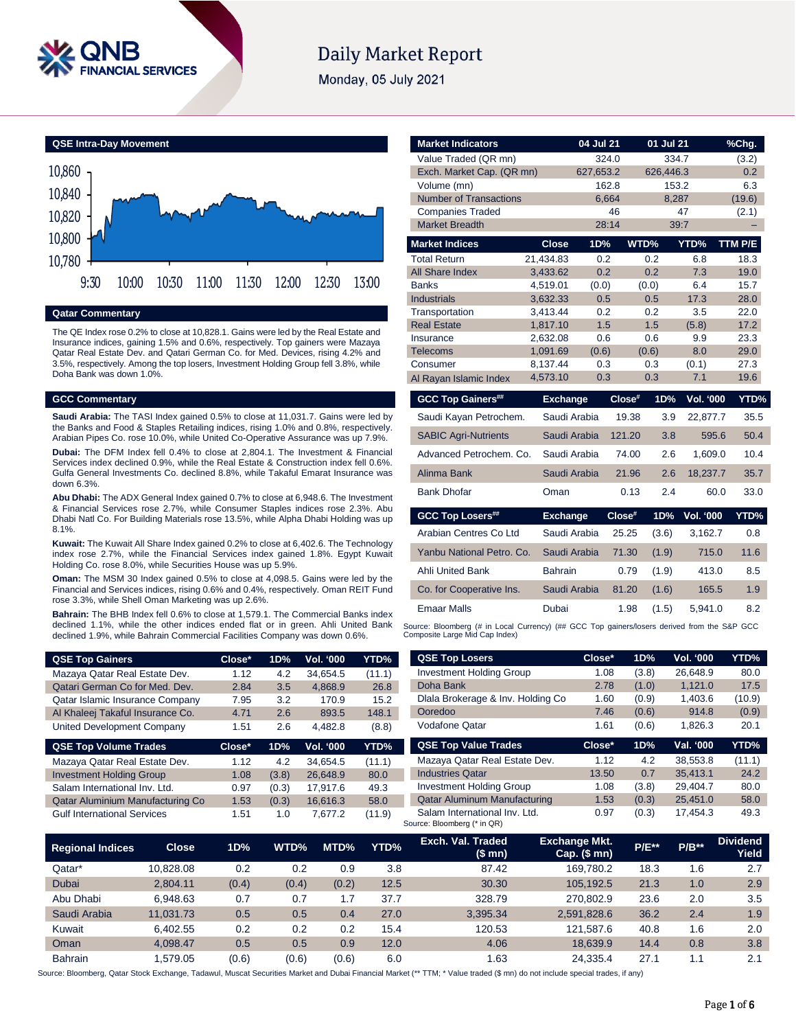# Daily Market Report

Monday, 05 July 2021

## QSE Intra-Day Movement

## Qatar Commentary

The QE Index rose 0.2% to close at 10,828.1. Gains were led by the Real Estate and Insurance indices, gaining 1.5% and 0.6%, respectively. Top gainers were Mazaya Qatar Real Estate Dev. and Qatari German Co. for Med. Devices, rising 4.2% and 3.5%, respectively. Among the top losers, Investment Holding Group fell 3.8%, while Doha Bank was down 1.0%.

## GCC Commentary

**Saudi Arabia:** The TASI Index gained 0.5% to close at 11,031.7. Gains were led by the Banks and Food & Staples Retailing indices, rising 1.0% and 0.8%, respectively. Arabian Pipes Co. rose 10.0%, while United Co-Operative Assurance was up 7.9%.

**Dubai:** The DFM Index fell 0.4% to close at 2,804.1. The Investment & Financial Services index declined 0.9%, while the Real Estate & Construction index fell 0.6%. Gulfa General Investments Co. declined 8.8%, while Takaful Emarat Insurance was down 6.3%.

**Abu Dhabi:** The ADX General Index gained 0.7% to close at 6,948.6. The Investment & Financial Services index rose 2.7%, while Consumer Staples index rose 2.3%. Abu Dhabi Natl Co. For Building Materials rose 13.5%, while Alpha Dhabi Holding was up 8.1%.

**Kuwait:** The Kuwait All Share Index gained 0.2% to close at 6,402.6. The Technology index rose 2.7%, while the Financial Services index gained 1.8%. Egypt Kuwait Holding Co. rose 8.0%, while Securities House was up 5.9%.

**Oman:** The MSM 30 Index gained 0.5% to close at 4,098.5. Gains were led by the Financial and Services indices, rising 0.6% and 0.4%, respectively. Oman REIT Fund rose 3.3%, while Shell Oman Marketing was up 2.6%.

**Bahrain:** The BHB Index fell 0.6% to close at 1,579.1. The Commercial Banks index declined 1.1%, while the other indices ended flat or in green. Ahli United Bank declined 1.9%, while Bahrain Commercial Facilities Company was down 0.6%.

| Market Indicators | 04 Jul 21 | 01 Jul 21 | %Chg. |
|---|---|---|---|
| Value Traded (QR mn) | 324.0 | 334.7 | (3.2) |
| Exch. Market Cap. (QR mn) | 627,653.2 | 626,446.3 | 0.2 |
| Volume (mn) | 162.8 | 153.2 | 6.3 |
| Number of Transactions | 6,664 | 8,287 | (19.6) |
| Companies Traded | 46 | 47 | (2.1) |
| Market Breadth | 28:14 | 39:7 | – |

| Market Indices | Close | 1D% | WTD% | YTD% | TTM P/E |
|---|---|---|---|---|---|
| Total Return | 21,434.83 | 0.2 | 0.2 | 6.8 | 18.3 |
| All Share Index | 3,433.62 | 0.2 | 0.2 | 7.3 | 19.0 |
| Banks | 4,519.01 | (0.0) | (0.0) | 6.4 | 15.7 |
| Industrials | 3,632.33 | 0.5 | 0.5 | 17.3 | 28.0 |
| Transportation | 3,413.44 | 0.2 | 0.2 | 3.5 | 22.0 |
| Real Estate | 1,817.10 | 1.5 | 1.5 | (5.8) | 17.2 |
| Insurance | 2,632.08 | 0.6 | 0.6 | 9.9 | 23.3 |
| Telecoms | 1,091.69 | (0.6) | (0.6) | 8.0 | 29.0 |
| Consumer | 8,137.44 | 0.3 | 0.3 | (0.1) | 27.3 |
| Al Rayan Islamic Index | 4,573.10 | 0.3 | 0.3 | 7.1 | 19.6 |

| GCC Top Gainers## | Exchange | Close# | 1D% | Vol. '000 | YTD% |
|---|---|---|---|---|---|
| Saudi Kayan Petrochem. | Saudi Arabia | 19.38 | 3.9 | 22,877.7 | 35.5 |
| SABIC Agri-Nutrients | Saudi Arabia | 121.20 | 3.8 | 595.6 | 50.4 |
| Advanced Petrochem. Co. | Saudi Arabia | 74.00 | 2.6 | 1,609.0 | 10.4 |
| Alinma Bank | Saudi Arabia | 21.96 | 2.6 | 18,237.7 | 35.7 |
| Bank Dhofar | Oman | 0.13 | 2.4 | 60.0 | 33.0 |

| GCC Top Losers## | Exchange | Close# | 1D% | Vol. '000 | YTD% |
|---|---|---|---|---|---|
| Arabian Centres Co Ltd | Saudi Arabia | 25.25 | (3.6) | 3,162.7 | 0.8 |
| Yanbu National Petro. Co. | Saudi Arabia | 71.30 | (1.9) | 715.0 | 11.6 |
| Ahli United Bank | Bahrain | 0.79 | (1.9) | 413.0 | 8.5 |
| Co. for Cooperative Ins. | Saudi Arabia | 81.20 | (1.6) | 165.5 | 1.9 |
| Emaar Malls | Dubai | 1.98 | (1.5) | 5,941.0 | 8.2 |

Source: Bloomberg (# in Local Currency) (## GCC Top gainers/losers derived from the S&P GCC Composite Large Mid Cap Index)

| QSE Top Gainers | Close* | 1D% | Vol. '000 | YTD% |
|---|---|---|---|---|
| Mazaya Qatar Real Estate Dev. | 1.12 | 4.2 | 34,654.5 | (11.1) |
| Qatari German Co for Med. Dev. | 2.84 | 3.5 | 4,868.9 | 26.8 |
| Qatar Islamic Insurance Company | 7.95 | 3.2 | 170.9 | 15.2 |
| Al Khaleej Takaful Insurance Co. | 4.71 | 2.6 | 893.5 | 148.1 |
| United Development Company | 1.51 | 2.6 | 4,482.8 | (8.8) |

| QSE Top Volume Trades | Close* | 1D% | Vol. '000 | YTD% |
|---|---|---|---|---|
| Mazaya Qatar Real Estate Dev. | 1.12 | 4.2 | 34,654.5 | (11.1) |
| Investment Holding Group | 1.08 | (3.8) | 26,648.9 | 80.0 |
| Salam International Inv. Ltd. | 0.97 | (0.3) | 17,917.6 | 49.3 |
| Qatar Aluminium Manufacturing Co | 1.53 | (0.3) | 16,616.3 | 58.0 |
| Gulf International Services | 1.51 | 1.0 | 7,677.2 | (11.9) |

| QSE Top Losers | Close* | 1D% | Vol. '000 | YTD% |
|---|---|---|---|---|
| Investment Holding Group | 1.08 | (3.8) | 26,648.9 | 80.0 |
| Doha Bank | 2.78 | (1.0) | 1,121.0 | 17.5 |
| Dlala Brokerage & Inv. Holding Co | 1.60 | (0.9) | 1,403.6 | (10.9) |
| Ooredoo | 7.46 | (0.6) | 914.8 | (0.9) |
| Vodafone Qatar | 1.61 | (0.6) | 1,826.3 | 20.1 |

| QSE Top Value Trades | Close* | 1D% | Val. '000 | YTD% |
|---|---|---|---|---|
| Mazaya Qatar Real Estate Dev. | 1.12 | 4.2 | 38,553.8 | (11.1) |
| Industries Qatar | 13.50 | 0.7 | 35,413.1 | 24.2 |
| Investment Holding Group | 1.08 | (3.8) | 29,404.7 | 80.0 |
| Qatar Aluminum Manufacturing | 1.53 | (0.3) | 25,451.0 | 58.0 |
| Salam International Inv. Ltd. | 0.97 | (0.3) | 17,454.3 | 49.3 |

Source: Bloomberg (* in QR)

| Regional Indices | Close | 1D% | WTD% | MTD% | YTD% | Exch. Val. Traded ($ mn) | Exchange Mkt. Cap. ($ mn) | P/E** | P/B** | Dividend Yield |
|---|---|---|---|---|---|---|---|---|---|---|
| Qatar* | 10,828.08 | 0.2 | 0.2 | 0.9 | 3.8 | 87.42 | 169,780.2 | 18.3 | 1.6 | 2.7 |
| Dubai | 2,804.11 | (0.4) | (0.4) | (0.2) | 12.5 | 30.30 | 105,192.5 | 21.3 | 1.0 | 2.9 |
| Abu Dhabi | 6,948.63 | 0.7 | 0.7 | 1.7 | 37.7 | 328.79 | 270,802.9 | 23.6 | 2.0 | 3.5 |
| Saudi Arabia | 11,031.73 | 0.5 | 0.5 | 0.4 | 27.0 | 3,395.34 | 2,591,828.6 | 36.2 | 2.4 | 1.9 |
| Kuwait | 6,402.55 | 0.2 | 0.2 | 0.2 | 15.4 | 120.53 | 121,587.6 | 40.8 | 1.6 | 2.0 |
| Oman | 4,098.47 | 0.5 | 0.5 | 0.9 | 12.0 | 4.06 | 18,639.9 | 14.4 | 0.8 | 3.8 |
| Bahrain | 1,579.05 | (0.6) | (0.6) | (0.6) | 6.0 | 1.63 | 24,335.4 | 27.1 | 1.1 | 2.1 |

Source: Bloomberg, Qatar Stock Exchange, Tadawul, Muscat Securities Market and Dubai Financial Market (** TTM; * Value traded ($ mn) do not include special trades, if any)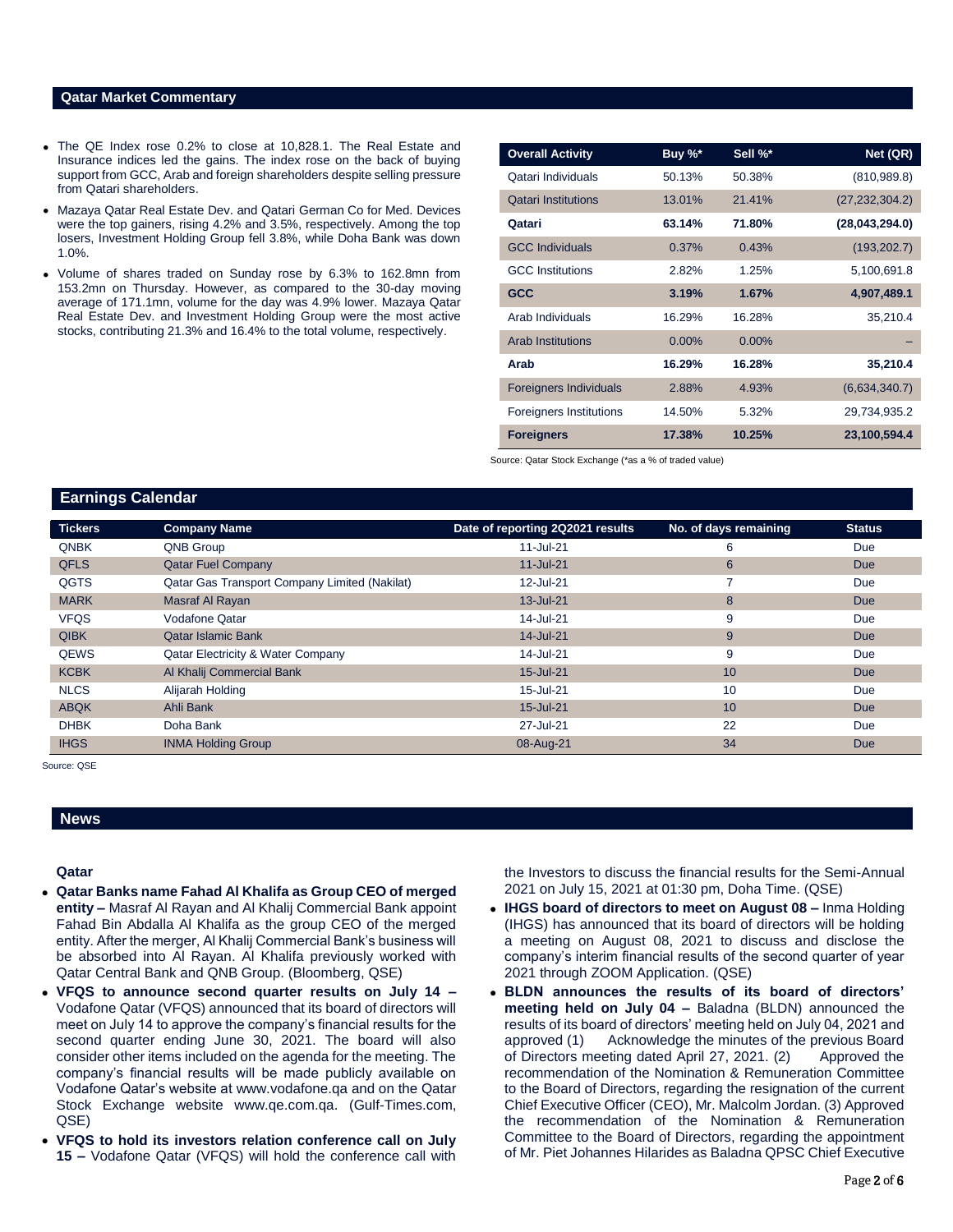## Qatar Market Commentary

- The QE Index rose 0.2% to close at 10,828.1. The Real Estate and Insurance indices led the gains. The index rose on the back of buying support from GCC, Arab and foreign shareholders despite selling pressure from Qatari shareholders.
- Mazaya Qatar Real Estate Dev. and Qatari German Co for Med. Devices were the top gainers, rising 4.2% and 3.5%, respectively. Among the top losers, Investment Holding Group fell 3.8%, while Doha Bank was down 1.0%.
- Volume of shares traded on Sunday rose by 6.3% to 162.8mn from 153.2mn on Thursday. However, as compared to the 30-day moving average of 171.1mn, volume for the day was 4.9% lower. Mazaya Qatar Real Estate Dev. and Investment Holding Group were the most active stocks, contributing 21.3% and 16.4% to the total volume, respectively.

| Overall Activity | Buy %* | Sell %* | Net (QR) |
|---|---|---|---|
| Qatari Individuals | 50.13% | 50.38% | (810,989.8) |
| Qatari Institutions | 13.01% | 21.41% | (27,232,304.2) |
| **Qatari** | **63.14%** | **71.80%** | **(28,043,294.0)** |
| GCC Individuals | 0.37% | 0.43% | (193,202.7) |
| GCC Institutions | 2.82% | 1.25% | 5,100,691.8 |
| **GCC** | **3.19%** | **1.67%** | **4,907,489.1** |
| Arab Individuals | 16.29% | 16.28% | 35,210.4 |
| Arab Institutions | 0.00% | 0.00% | – |
| **Arab** | **16.29%** | **16.28%** | **35,210.4** |
| Foreigners Individuals | 2.88% | 4.93% | (6,634,340.7) |
| Foreigners Institutions | 14.50% | 5.32% | 29,734,935.2 |
| **Foreigners** | **17.38%** | **10.25%** | **23,100,594.4** |

Source: Qatar Stock Exchange (*as a % of traded value)

## Earnings Calendar

| Tickers | Company Name | Date of reporting 2Q2021 results | No. of days remaining | Status |
|---|---|---|---|---|
| QNBK | QNB Group | 11-Jul-21 | 6 | Due |
| QFLS | Qatar Fuel Company | 11-Jul-21 | 6 | Due |
| QGTS | Qatar Gas Transport Company Limited (Nakilat) | 12-Jul-21 | 7 | Due |
| MARK | Masraf Al Rayan | 13-Jul-21 | 8 | Due |
| VFQS | Vodafone Qatar | 14-Jul-21 | 9 | Due |
| QIBK | Qatar Islamic Bank | 14-Jul-21 | 9 | Due |
| QEWS | Qatar Electricity & Water Company | 14-Jul-21 | 9 | Due |
| KCBK | Al Khalij Commercial Bank | 15-Jul-21 | 10 | Due |
| NLCS | Alijarah Holding | 15-Jul-21 | 10 | Due |
| ABQK | Ahli Bank | 15-Jul-21 | 10 | Due |
| DHBK | Doha Bank | 27-Jul-21 | 22 | Due |
| IHGS | INMA Holding Group | 08-Aug-21 | 34 | Due |

Source: QSE

## News

### Qatar

- **Qatar Banks name Fahad Al Khalifa as Group CEO of merged entity –** Masraf Al Rayan and Al Khalij Commercial Bank appoint Fahad Bin Abdalla Al Khalifa as the group CEO of the merged entity. After the merger, Al Khalij Commercial Bank's business will be absorbed into Al Rayan. Al Khalifa previously worked with Qatar Central Bank and QNB Group. (Bloomberg, QSE)
- **VFQS to announce second quarter results on July 14 –** Vodafone Qatar (VFQS) announced that its board of directors will meet on July 14 to approve the company's financial results for the second quarter ending June 30, 2021. The board will also consider other items included on the agenda for the meeting. The company's financial results will be made publicly available on Vodafone Qatar's website at www.vodafone.qa and on the Qatar Stock Exchange website www.qe.com.qa. (Gulf-Times.com, QSE)
- **VFQS to hold its investors relation conference call on July 15 –** Vodafone Qatar (VFQS) will hold the conference call with the Investors to discuss the financial results for the Semi-Annual 2021 on July 15, 2021 at 01:30 pm, Doha Time. (QSE)
- **IHGS board of directors to meet on August 08 –** Inma Holding (IHGS) has announced that its board of directors will be holding a meeting on August 08, 2021 to discuss and disclose the company's interim financial results of the second quarter of year 2021 through ZOOM Application. (QSE)
- **BLDN announces the results of its board of directors' meeting held on July 04 –** Baladna (BLDN) announced the results of its board of directors' meeting held on July 04, 2021 and approved (1) Acknowledge the minutes of the previous Board of Directors meeting dated April 27, 2021. (2) Approved the recommendation of the Nomination & Remuneration Committee to the Board of Directors, regarding the resignation of the current Chief Executive Officer (CEO), Mr. Malcolm Jordan. (3) Approved the recommendation of the Nomination & Remuneration Committee to the Board of Directors, regarding the appointment of Mr. Piet Johannes Hilarides as Baladna QPSC Chief Executive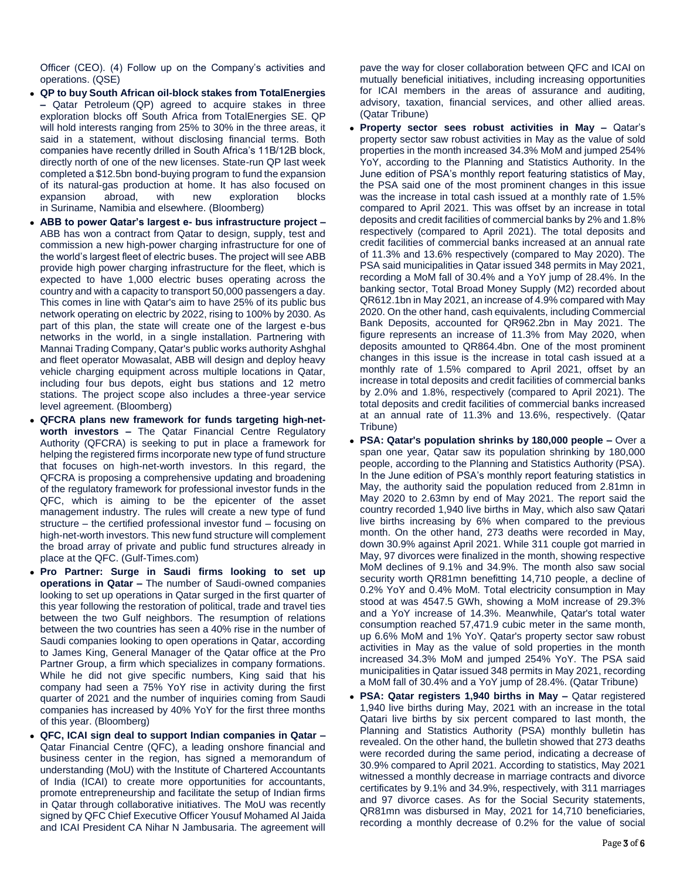Officer (CEO). (4) Follow up on the Company's activities and operations. (QSE)

- **QP to buy South African oil-block stakes from TotalEnergies –** Qatar Petroleum (QP) agreed to acquire stakes in three exploration blocks off South Africa from TotalEnergies SE. QP will hold interests ranging from 25% to 30% in the three areas, it said in a statement, without disclosing financial terms. Both companies have recently drilled in South Africa's 11B/12B block, directly north of one of the new licenses. State-run QP last week completed a $12.5bn bond-buying program to fund the expansion of its natural-gas production at home. It has also focused on expansion abroad, with new exploration blocks in Suriname, Namibia and elsewhere. (Bloomberg)
- **ABB to power Qatar's largest e- bus infrastructure project –** ABB has won a contract from Qatar to design, supply, test and commission a new high-power charging infrastructure for one of the world's largest fleet of electric buses. The project will see ABB provide high power charging infrastructure for the fleet, which is expected to have 1,000 electric buses operating across the country and with a capacity to transport 50,000 passengers a day. This comes in line with Qatar's aim to have 25% of its public bus network operating on electric by 2022, rising to 100% by 2030. As part of this plan, the state will create one of the largest e-bus networks in the world, in a single installation. Partnering with Mannai Trading Company, Qatar's public works authority Ashghal and fleet operator Mowasalat, ABB will design and deploy heavy vehicle charging equipment across multiple locations in Qatar, including four bus depots, eight bus stations and 12 metro stations. The project scope also includes a three-year service level agreement. (Bloomberg)
- **QFCRA plans new framework for funds targeting high-net-worth investors –** The Qatar Financial Centre Regulatory Authority (QFCRA) is seeking to put in place a framework for helping the registered firms incorporate new type of fund structure that focuses on high-net-worth investors. In this regard, the QFCRA is proposing a comprehensive updating and broadening of the regulatory framework for professional investor funds in the QFC, which is aiming to be the epicenter of the asset management industry. The rules will create a new type of fund structure – the certified professional investor fund – focusing on high-net-worth investors. This new fund structure will complement the broad array of private and public fund structures already in place at the QFC. (Gulf-Times.com)
- **Pro Partner: Surge in Saudi firms looking to set up operations in Qatar –** The number of Saudi-owned companies looking to set up operations in Qatar surged in the first quarter of this year following the restoration of political, trade and travel ties between the two Gulf neighbors. The resumption of relations between the two countries has seen a 40% rise in the number of Saudi companies looking to open operations in Qatar, according to James King, General Manager of the Qatar office at the Pro Partner Group, a firm which specializes in company formations. While he did not give specific numbers, King said that his company had seen a 75% YoY rise in activity during the first quarter of 2021 and the number of inquiries coming from Saudi companies has increased by 40% YoY for the first three months of this year. (Bloomberg)
- **QFC, ICAI sign deal to support Indian companies in Qatar –** Qatar Financial Centre (QFC), a leading onshore financial and business center in the region, has signed a memorandum of understanding (MoU) with the Institute of Chartered Accountants of India (ICAI) to create more opportunities for accountants, promote entrepreneurship and facilitate the setup of Indian firms in Qatar through collaborative initiatives. The MoU was recently signed by QFC Chief Executive Officer Yousuf Mohamed Al Jaida and ICAI President CA Nihar N Jambusaria. The agreement will pave the way for closer collaboration between QFC and ICAI on mutually beneficial initiatives, including increasing opportunities for ICAI members in the areas of assurance and auditing, advisory, taxation, financial services, and other allied areas. (Qatar Tribune)
- **Property sector sees robust activities in May –** Qatar's property sector saw robust activities in May as the value of sold properties in the month increased 34.3% MoM and jumped 254% YoY, according to the Planning and Statistics Authority. In the June edition of PSA's monthly report featuring statistics of May, the PSA said one of the most prominent changes in this issue was the increase in total cash issued at a monthly rate of 1.5% compared to April 2021. This was offset by an increase in total deposits and credit facilities of commercial banks by 2% and 1.8% respectively (compared to April 2021). The total deposits and credit facilities of commercial banks increased at an annual rate of 11.3% and 13.6% respectively (compared to May 2020). The PSA said municipalities in Qatar issued 348 permits in May 2021, recording a MoM fall of 30.4% and a YoY jump of 28.4%. In the banking sector, Total Broad Money Supply (M2) recorded about QR612.1bn in May 2021, an increase of 4.9% compared with May 2020. On the other hand, cash equivalents, including Commercial Bank Deposits, accounted for QR962.2bn in May 2021. The figure represents an increase of 11.3% from May 2020, when deposits amounted to QR864.4bn. One of the most prominent changes in this issue is the increase in total cash issued at a monthly rate of 1.5% compared to April 2021, offset by an increase in total deposits and credit facilities of commercial banks by 2.0% and 1.8%, respectively (compared to April 2021). The total deposits and credit facilities of commercial banks increased at an annual rate of 11.3% and 13.6%, respectively. (Qatar Tribune)
- **PSA: Qatar's population shrinks by 180,000 people –** Over a span one year, Qatar saw its population shrinking by 180,000 people, according to the Planning and Statistics Authority (PSA). In the June edition of PSA's monthly report featuring statistics in May, the authority said the population reduced from 2.81mn in May 2020 to 2.63mn by end of May 2021. The report said the country recorded 1,940 live births in May, which also saw Qatari live births increasing by 6% when compared to the previous month. On the other hand, 273 deaths were recorded in May, down 30.9% against April 2021. While 311 couple got married in May, 97 divorces were finalized in the month, showing respective MoM declines of 9.1% and 34.9%. The month also saw social security worth QR81mn benefitting 14,710 people, a decline of 0.2% YoY and 0.4% MoM. Total electricity consumption in May stood at was 4547.5 GWh, showing a MoM increase of 29.3% and a YoY increase of 14.3%. Meanwhile, Qatar's total water consumption reached 57,471.9 cubic meter in the same month, up 6.6% MoM and 1% YoY. Qatar's property sector saw robust activities in May as the value of sold properties in the month increased 34.3% MoM and jumped 254% YoY. The PSA said municipalities in Qatar issued 348 permits in May 2021, recording a MoM fall of 30.4% and a YoY jump of 28.4%. (Qatar Tribune)
- **PSA: Qatar registers 1,940 births in May –** Qatar registered 1,940 live births during May, 2021 with an increase in the total Qatari live births by six percent compared to last month, the Planning and Statistics Authority (PSA) monthly bulletin has revealed. On the other hand, the bulletin showed that 273 deaths were recorded during the same period, indicating a decrease of 30.9% compared to April 2021. According to statistics, May 2021 witnessed a monthly decrease in marriage contracts and divorce certificates by 9.1% and 34.9%, respectively, with 311 marriages and 97 divorce cases. As for the Social Security statements, QR81mn was disbursed in May, 2021 for 14,710 beneficiaries, recording a monthly decrease of 0.2% for the value of social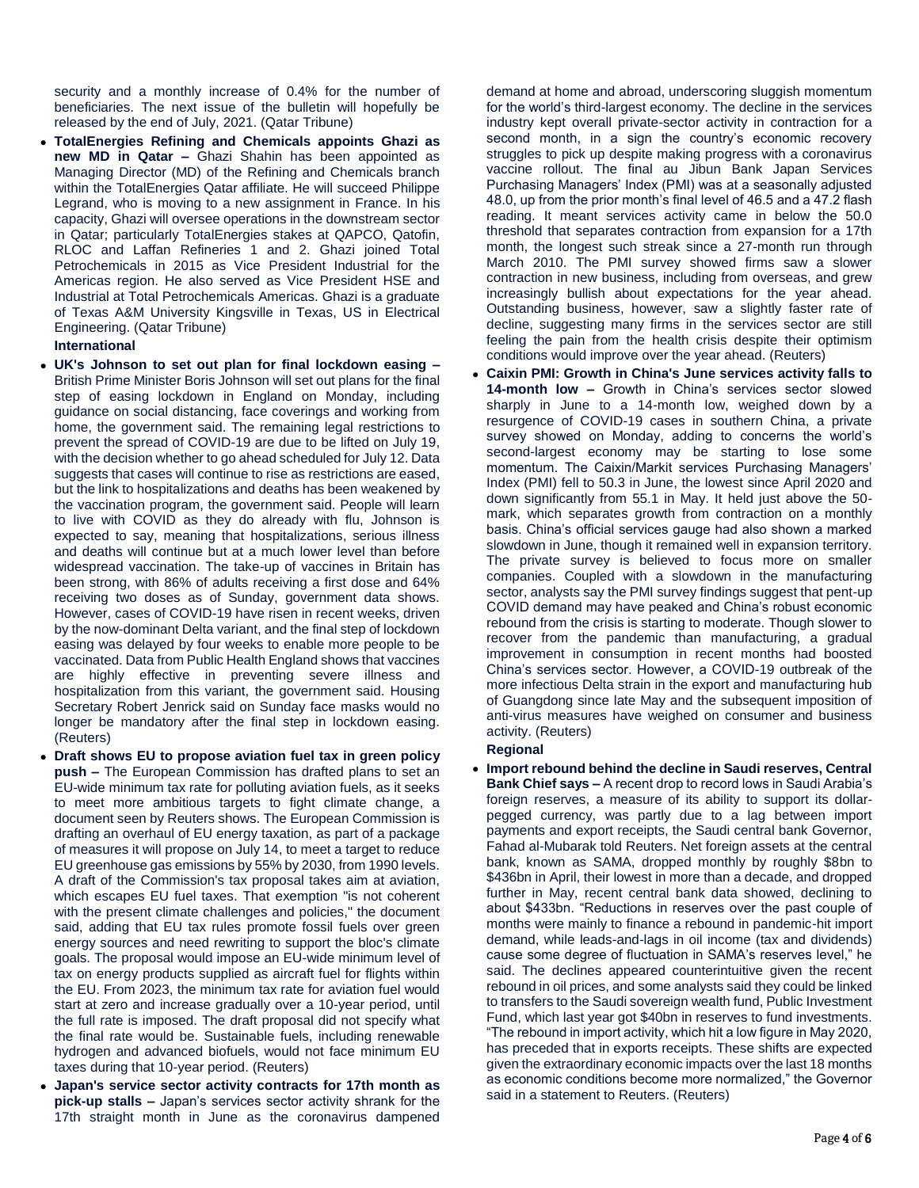security and a monthly increase of 0.4% for the number of beneficiaries. The next issue of the bulletin will hopefully be released by the end of July, 2021. (Qatar Tribune)

- **TotalEnergies Refining and Chemicals appoints Ghazi as new MD in Qatar –** Ghazi Shahin has been appointed as Managing Director (MD) of the Refining and Chemicals branch within the TotalEnergies Qatar affiliate. He will succeed Philippe Legrand, who is moving to a new assignment in France. In his capacity, Ghazi will oversee operations in the downstream sector in Qatar; particularly TotalEnergies stakes at QAPCO, Qatofin, RLOC and Laffan Refineries 1 and 2. Ghazi joined Total Petrochemicals in 2015 as Vice President Industrial for the Americas region. He also served as Vice President HSE and Industrial at Total Petrochemicals Americas. Ghazi is a graduate of Texas A&M University Kingsville in Texas, US in Electrical Engineering. (Qatar Tribune)

**International**

- **UK's Johnson to set out plan for final lockdown easing –** British Prime Minister Boris Johnson will set out plans for the final step of easing lockdown in England on Monday, including guidance on social distancing, face coverings and working from home, the government said. The remaining legal restrictions to prevent the spread of COVID-19 are due to be lifted on July 19, with the decision whether to go ahead scheduled for July 12. Data suggests that cases will continue to rise as restrictions are eased, but the link to hospitalizations and deaths has been weakened by the vaccination program, the government said. People will learn to live with COVID as they do already with flu, Johnson is expected to say, meaning that hospitalizations, serious illness and deaths will continue but at a much lower level than before widespread vaccination. The take-up of vaccines in Britain has been strong, with 86% of adults receiving a first dose and 64% receiving two doses as of Sunday, government data shows. However, cases of COVID-19 have risen in recent weeks, driven by the now-dominant Delta variant, and the final step of lockdown easing was delayed by four weeks to enable more people to be vaccinated. Data from Public Health England shows that vaccines are highly effective in preventing severe illness and hospitalization from this variant, the government said. Housing Secretary Robert Jenrick said on Sunday face masks would no longer be mandatory after the final step in lockdown easing. (Reuters)
- **Draft shows EU to propose aviation fuel tax in green policy push –** The European Commission has drafted plans to set an EU-wide minimum tax rate for polluting aviation fuels, as it seeks to meet more ambitious targets to fight climate change, a document seen by Reuters shows. The European Commission is drafting an overhaul of EU energy taxation, as part of a package of measures it will propose on July 14, to meet a target to reduce EU greenhouse gas emissions by 55% by 2030, from 1990 levels. A draft of the Commission's tax proposal takes aim at aviation, which escapes EU fuel taxes. That exemption "is not coherent with the present climate challenges and policies," the document said, adding that EU tax rules promote fossil fuels over green energy sources and need rewriting to support the bloc's climate goals. The proposal would impose an EU-wide minimum level of tax on energy products supplied as aircraft fuel for flights within the EU. From 2023, the minimum tax rate for aviation fuel would start at zero and increase gradually over a 10-year period, until the full rate is imposed. The draft proposal did not specify what the final rate would be. Sustainable fuels, including renewable hydrogen and advanced biofuels, would not face minimum EU taxes during that 10-year period. (Reuters)
- **Japan's service sector activity contracts for 17th month as pick-up stalls –** Japan's services sector activity shrank for the 17th straight month in June as the coronavirus dampened demand at home and abroad, underscoring sluggish momentum for the world's third-largest economy. The decline in the services industry kept overall private-sector activity in contraction for a second month, in a sign the country's economic recovery struggles to pick up despite making progress with a coronavirus vaccine rollout. The final au Jibun Bank Japan Services Purchasing Managers' Index (PMI) was at a seasonally adjusted 48.0, up from the prior month's final level of 46.5 and a 47.2 flash reading. It meant services activity came in below the 50.0 threshold that separates contraction from expansion for a 17th month, the longest such streak since a 27-month run through March 2010. The PMI survey showed firms saw a slower contraction in new business, including from overseas, and grew increasingly bullish about expectations for the year ahead. Outstanding business, however, saw a slightly faster rate of decline, suggesting many firms in the services sector are still feeling the pain from the health crisis despite their optimism conditions would improve over the year ahead. (Reuters)
- **Caixin PMI: Growth in China's June services activity falls to 14-month low –** Growth in China's services sector slowed sharply in June to a 14-month low, weighed down by a resurgence of COVID-19 cases in southern China, a private survey showed on Monday, adding to concerns the world's second-largest economy may be starting to lose some momentum. The Caixin/Markit services Purchasing Managers' Index (PMI) fell to 50.3 in June, the lowest since April 2020 and down significantly from 55.1 in May. It held just above the 50-mark, which separates growth from contraction on a monthly basis. China's official services gauge had also shown a marked slowdown in June, though it remained well in expansion territory. The private survey is believed to focus more on smaller companies. Coupled with a slowdown in the manufacturing sector, analysts say the PMI survey findings suggest that pent-up COVID demand may have peaked and China's robust economic rebound from the crisis is starting to moderate. Though slower to recover from the pandemic than manufacturing, a gradual improvement in consumption in recent months had boosted China's services sector. However, a COVID-19 outbreak of the more infectious Delta strain in the export and manufacturing hub of Guangdong since late May and the subsequent imposition of anti-virus measures have weighed on consumer and business activity. (Reuters)

**Regional**

- **Import rebound behind the decline in Saudi reserves, Central Bank Chief says –** A recent drop to record lows in Saudi Arabia's foreign reserves, a measure of its ability to support its dollar-pegged currency, was partly due to a lag between import payments and export receipts, the Saudi central bank Governor, Fahad al-Mubarak told Reuters. Net foreign assets at the central bank, known as SAMA, dropped monthly by roughly $8bn to $436bn in April, their lowest in more than a decade, and dropped further in May, recent central bank data showed, declining to about $433bn. "Reductions in reserves over the past couple of months were mainly to finance a rebound in pandemic-hit import demand, while leads-and-lags in oil income (tax and dividends) cause some degree of fluctuation in SAMA's reserves level," he said. The declines appeared counterintuitive given the recent rebound in oil prices, and some analysts said they could be linked to transfers to the Saudi sovereign wealth fund, Public Investment Fund, which last year got $40bn in reserves to fund investments. "The rebound in import activity, which hit a low figure in May 2020, has preceded that in exports receipts. These shifts are expected given the extraordinary economic impacts over the last 18 months as economic conditions become more normalized," the Governor said in a statement to Reuters. (Reuters)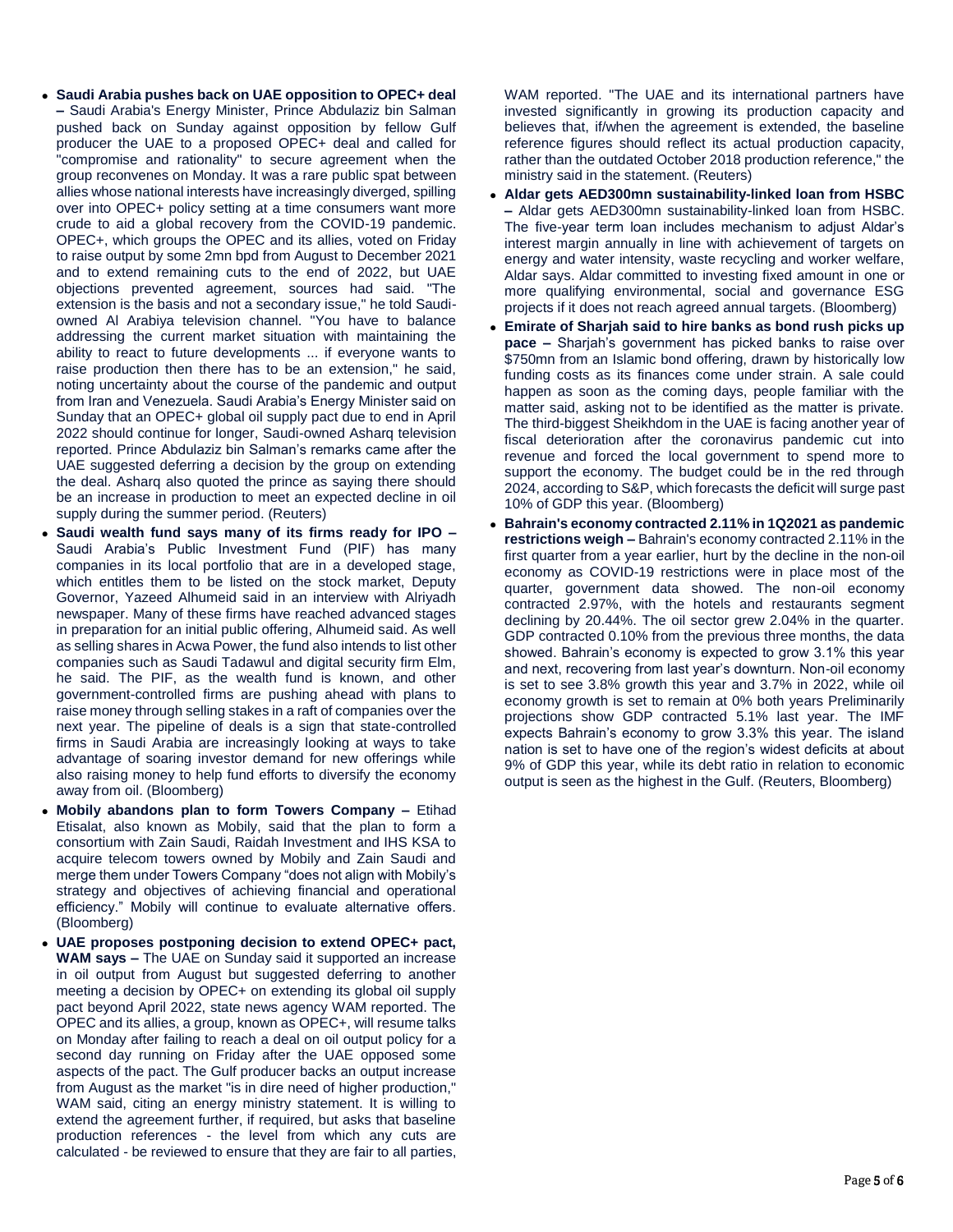- **Saudi Arabia pushes back on UAE opposition to OPEC+ deal –** Saudi Arabia's Energy Minister, Prince Abdulaziz bin Salman pushed back on Sunday against opposition by fellow Gulf producer the UAE to a proposed OPEC+ deal and called for "compromise and rationality" to secure agreement when the group reconvenes on Monday. It was a rare public spat between allies whose national interests have increasingly diverged, spilling over into OPEC+ policy setting at a time consumers want more crude to aid a global recovery from the COVID-19 pandemic. OPEC+, which groups the OPEC and its allies, voted on Friday to raise output by some 2mn bpd from August to December 2021 and to extend remaining cuts to the end of 2022, but UAE objections prevented agreement, sources had said. "The extension is the basis and not a secondary issue," he told Saudi-owned Al Arabiya television channel. "You have to balance addressing the current market situation with maintaining the ability to react to future developments ... if everyone wants to raise production then there has to be an extension," he said, noting uncertainty about the course of the pandemic and output from Iran and Venezuela. Saudi Arabia's Energy Minister said on Sunday that an OPEC+ global oil supply pact due to end in April 2022 should continue for longer, Saudi-owned Asharq television reported. Prince Abdulaziz bin Salman's remarks came after the UAE suggested deferring a decision by the group on extending the deal. Asharq also quoted the prince as saying there should be an increase in production to meet an expected decline in oil supply during the summer period. (Reuters)
- **Saudi wealth fund says many of its firms ready for IPO –** Saudi Arabia's Public Investment Fund (PIF) has many companies in its local portfolio that are in a developed stage, which entitles them to be listed on the stock market, Deputy Governor, Yazeed Alhumeid said in an interview with Alriyadh newspaper. Many of these firms have reached advanced stages in preparation for an initial public offering, Alhumeid said. As well as selling shares in Acwa Power, the fund also intends to list other companies such as Saudi Tadawul and digital security firm Elm, he said. The PIF, as the wealth fund is known, and other government-controlled firms are pushing ahead with plans to raise money through selling stakes in a raft of companies over the next year. The pipeline of deals is a sign that state-controlled firms in Saudi Arabia are increasingly looking at ways to take advantage of soaring investor demand for new offerings while also raising money to help fund efforts to diversify the economy away from oil. (Bloomberg)
- **Mobily abandons plan to form Towers Company –** Etihad Etisalat, also known as Mobily, said that the plan to form a consortium with Zain Saudi, Raidah Investment and IHS KSA to acquire telecom towers owned by Mobily and Zain Saudi and merge them under Towers Company "does not align with Mobily's strategy and objectives of achieving financial and operational efficiency." Mobily will continue to evaluate alternative offers. (Bloomberg)
- **UAE proposes postponing decision to extend OPEC+ pact, WAM says –** The UAE on Sunday said it supported an increase in oil output from August but suggested deferring to another meeting a decision by OPEC+ on extending its global oil supply pact beyond April 2022, state news agency WAM reported. The OPEC and its allies, a group, known as OPEC+, will resume talks on Monday after failing to reach a deal on oil output policy for a second day running on Friday after the UAE opposed some aspects of the pact. The Gulf producer backs an output increase from August as the market "is in dire need of higher production," WAM said, citing an energy ministry statement. It is willing to extend the agreement further, if required, but asks that baseline production references - the level from which any cuts are calculated - be reviewed to ensure that they are fair to all parties, WAM reported. "The UAE and its international partners have invested significantly in growing its production capacity and believes that, if/when the agreement is extended, the baseline reference figures should reflect its actual production capacity, rather than the outdated October 2018 production reference," the ministry said in the statement. (Reuters)
- **Aldar gets AED300mn sustainability-linked loan from HSBC –** Aldar gets AED300mn sustainability-linked loan from HSBC. The five-year term loan includes mechanism to adjust Aldar's interest margin annually in line with achievement of targets on energy and water intensity, waste recycling and worker welfare, Aldar says. Aldar committed to investing fixed amount in one or more qualifying environmental, social and governance ESG projects if it does not reach agreed annual targets. (Bloomberg)
- **Emirate of Sharjah said to hire banks as bond rush picks up pace –** Sharjah's government has picked banks to raise over $750mn from an Islamic bond offering, drawn by historically low funding costs as its finances come under strain. A sale could happen as soon as the coming days, people familiar with the matter said, asking not to be identified as the matter is private. The third-biggest Sheikhdom in the UAE is facing another year of fiscal deterioration after the coronavirus pandemic cut into revenue and forced the local government to spend more to support the economy. The budget could be in the red through 2024, according to S&P, which forecasts the deficit will surge past 10% of GDP this year. (Bloomberg)
- **Bahrain's economy contracted 2.11% in 1Q2021 as pandemic restrictions weigh –** Bahrain's economy contracted 2.11% in the first quarter from a year earlier, hurt by the decline in the non-oil economy as COVID-19 restrictions were in place most of the quarter, government data showed. The non-oil economy contracted 2.97%, with the hotels and restaurants segment declining by 20.44%. The oil sector grew 2.04% in the quarter. GDP contracted 0.10% from the previous three months, the data showed. Bahrain's economy is expected to grow 3.1% this year and next, recovering from last year's downturn. Non-oil economy is set to see 3.8% growth this year and 3.7% in 2022, while oil economy growth is set to remain at 0% both years Preliminarily projections show GDP contracted 5.1% last year. The IMF expects Bahrain's economy to grow 3.3% this year. The island nation is set to have one of the region's widest deficits at about 9% of GDP this year, while its debt ratio in relation to economic output is seen as the highest in the Gulf. (Reuters, Bloomberg)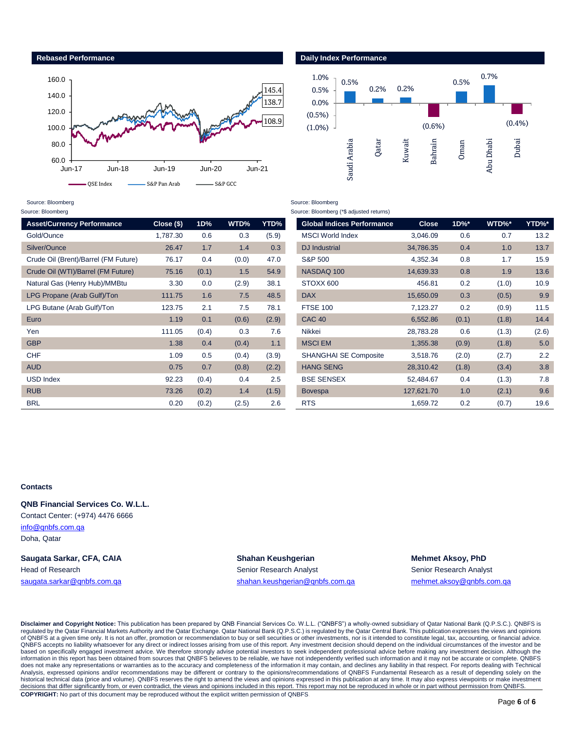### Rebased Performance

160.0
140.0
120.0
100.0
80.0
60.0

Jun-17 Jun-18 Jun-19 Jun-20 Jun-21

145.4
138.7
108.9

QSE Index S&P Pan Arab S&P GCC

Source: Bloomberg

### Daily Index Performance

1.0%
0.5%
0.0%
(0.5%)
(1.0%)

0.5% 0.2% 0.2% (0.6%) 0.5% 0.7% (0.4%)

Saudi Arabia Qatar Kuwait Bahrain Oman Abu Dhabi Dubai

Source: Bloomberg

Source: Bloomberg

| Asset/Currency Performance | Close ($) | 1D% | WTD% | YTD% |
|---|---|---|---|---|
| Gold/Ounce | 1,787.30 | 0.6 | 0.3 | (5.9) |
| Silver/Ounce | 26.47 | 1.7 | 1.4 | 0.3 |
| Crude Oil (Brent)/Barrel (FM Future) | 76.17 | 0.4 | (0.0) | 47.0 |
| Crude Oil (WTI)/Barrel (FM Future) | 75.16 | (0.1) | 1.5 | 54.9 |
| Natural Gas (Henry Hub)/MMBtu | 3.30 | 0.0 | (2.9) | 38.1 |
| LPG Propane (Arab Gulf)/Ton | 111.75 | 1.6 | 7.5 | 48.5 |
| LPG Butane (Arab Gulf)/Ton | 123.75 | 2.1 | 7.5 | 78.1 |
| Euro | 1.19 | 0.1 | (0.6) | (2.9) |
| Yen | 111.05 | (0.4) | 0.3 | 7.6 |
| GBP | 1.38 | 0.4 | (0.4) | 1.1 |
| CHF | 1.09 | 0.5 | (0.4) | (3.9) |
| AUD | 0.75 | 0.7 | (0.8) | (2.2) |
| USD Index | 92.23 | (0.4) | 0.4 | 2.5 |
| RUB | 73.26 | (0.2) | 1.4 | (1.5) |
| BRL | 0.20 | (0.2) | (2.5) | 2.6 |

Source: Bloomberg (*$ adjusted returns)

| Global Indices Performance | Close | 1D%* | WTD%* | YTD%* |
|---|---|---|---|---|
| MSCI World Index | 3,046.09 | 0.6 | 0.7 | 13.2 |
| DJ Industrial | 34,786.35 | 0.4 | 1.0 | 13.7 |
| S&P 500 | 4,352.34 | 0.8 | 1.7 | 15.9 |
| NASDAQ 100 | 14,639.33 | 0.8 | 1.9 | 13.6 |
| STOXX 600 | 456.81 | 0.2 | (1.0) | 10.9 |
| DAX | 15,650.09 | 0.3 | (0.5) | 9.9 |
| FTSE 100 | 7,123.27 | 0.2 | (0.9) | 11.5 |
| CAC 40 | 6,552.86 | (0.1) | (1.8) | 14.4 |
| Nikkei | 28,783.28 | 0.6 | (1.3) | (2.6) |
| MSCI EM | 1,355.38 | (0.9) | (1.8) | 5.0 |
| SHANGHAI SE Composite | 3,518.76 | (2.0) | (2.7) | 2.2 |
| HANG SENG | 28,310.42 | (1.8) | (3.4) | 3.8 |
| BSE SENSEX | 52,484.67 | 0.4 | (1.3) | 7.8 |
| Bovespa | 127,621.70 | 1.0 | (2.1) | 9.6 |
| RTS | 1,659.72 | 0.2 | (0.7) | 19.6 |

**Contacts**

**QNB Financial Services Co. W.L.L.**
Contact Center: (+974) 4476 6666
info@qnbfs.com.qa
Doha, Qatar

**Saugata Sarkar, CFA, CAIA**
Head of Research
saugata.sarkar@qnbfs.com.qa

**Shahan Keushgerian**
Senior Research Analyst
shahan.keushgerian@qnbfs.com.qa

**Mehmet Aksoy, PhD**
Senior Research Analyst
mehmet.aksoy@qnbfs.com.qa

**Disclaimer and Copyright Notice:** This publication has been prepared by QNB Financial Services Co. W.L.L. ("QNBFS") a wholly-owned subsidiary of Qatar National Bank (Q.P.S.C.). QNBFS is regulated by the Qatar Financial Markets Authority and the Qatar Exchange. Qatar National Bank (Q.P.S.C.) is regulated by the Qatar Central Bank. This publication expresses the views and opinions of QNBFS at a given time only. It is not an offer, promotion or recommendation to buy or sell securities or other investments, nor is it intended to constitute legal, tax, accounting, or financial advice. QNBFS accepts no liability whatsoever for any direct or indirect losses arising from use of this report. Any investment decision should depend on the individual circumstances of the investor and be based on specifically engaged investment advice. We therefore strongly advise potential investors to seek independent professional advice before making any investment decision. Although the information in this report has been obtained from sources that QNBFS believes to be reliable, we have not independently verified such information and it may not be accurate or complete. QNBFS does not make any representations or warranties as to the accuracy and completeness of the information it may contain, and declines any liability in that respect. For reports dealing with Technical Analysis, expressed opinions and/or recommendations may be different or contrary to the opinions/recommendations of QNBFS Fundamental Research as a result of depending solely on the historical technical data (price and volume). QNBFS reserves the right to amend the views and opinions expressed in this publication at any time. It may also express viewpoints or make investment decisions that differ significantly from, or even contradict, the views and opinions included in this report. This report may not be reproduced in whole or in part without permission from QNBFS.

**COPYRIGHT:** No part of this document may be reproduced without the explicit written permission of QNBFS.